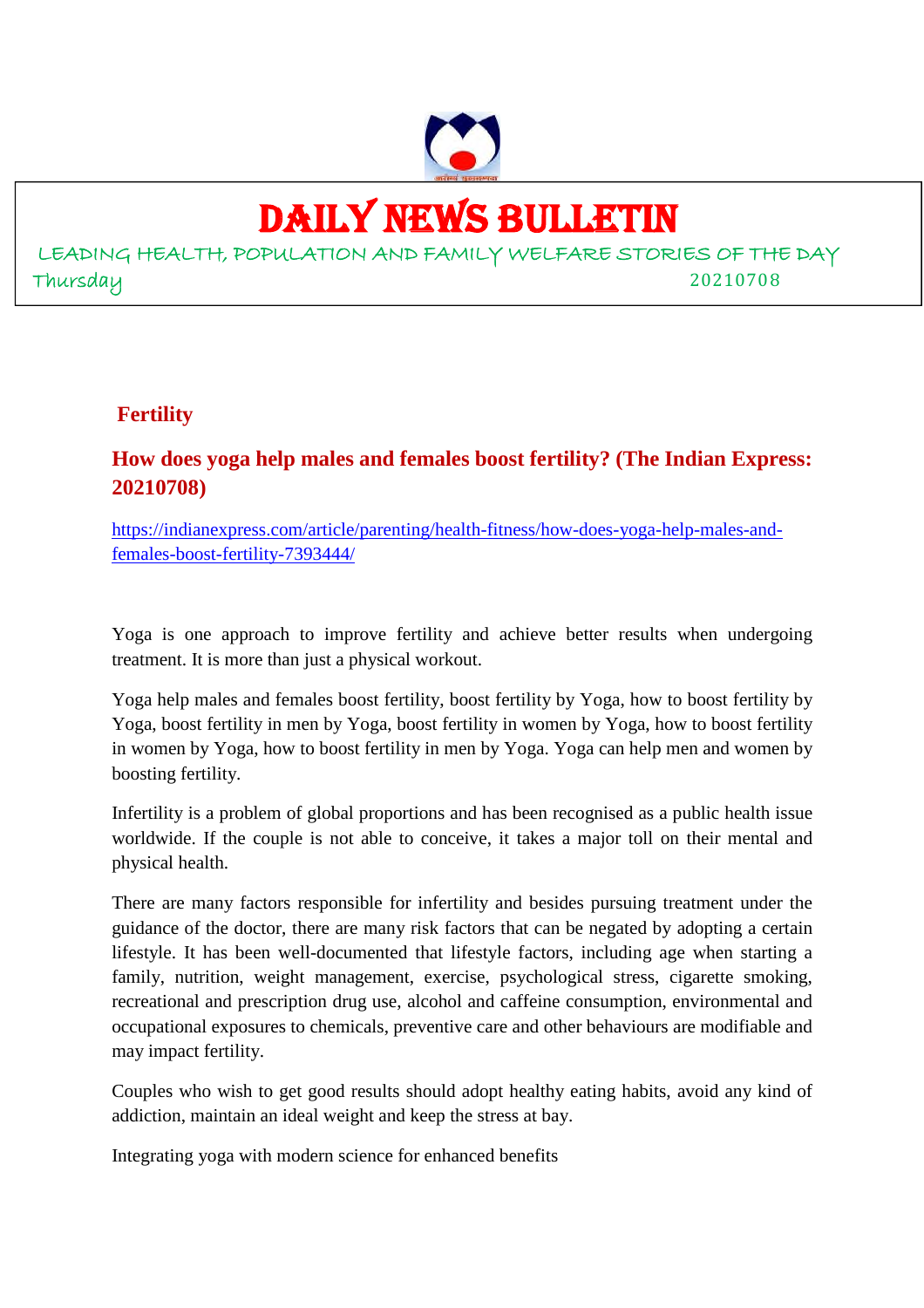# DAILY NEWS BULLETIN

LEADING HEALTH, POPULATION AND FAMILY WELFARE STORIES OF THE DAY

Thursday 20210708

## Fertility

### How does yoga help males and females boost fertility? (The Indian Express: 20210708)

https://indianexpress.com/article/parenting/health-fitness/how-does-yoga-help-males-and-females-boost-fertility-7393444/

Yoga is one approach to improve fertility and achieve better results when undergoing treatment. It is more than just a physical workout.

Yoga help males and females boost fertility, boost fertility by Yoga, how to boost fertility by Yoga, boost fertility in men by Yoga, boost fertility in women by Yoga, how to boost fertility in women by Yoga, how to boost fertility in men by Yoga. Yoga can help men and women by boosting fertility.

Infertility is a problem of global proportions and has been recognised as a public health issue worldwide. If the couple is not able to conceive, it takes a major toll on their mental and physical health.

There are many factors responsible for infertility and besides pursuing treatment under the guidance of the doctor, there are many risk factors that can be negated by adopting a certain lifestyle. It has been well-documented that lifestyle factors, including age when starting a family, nutrition, weight management, exercise, psychological stress, cigarette smoking, recreational and prescription drug use, alcohol and caffeine consumption, environmental and occupational exposures to chemicals, preventive care and other behaviours are modifiable and may impact fertility.

Couples who wish to get good results should adopt healthy eating habits, avoid any kind of addiction, maintain an ideal weight and keep the stress at bay.

Integrating yoga with modern science for enhanced benefits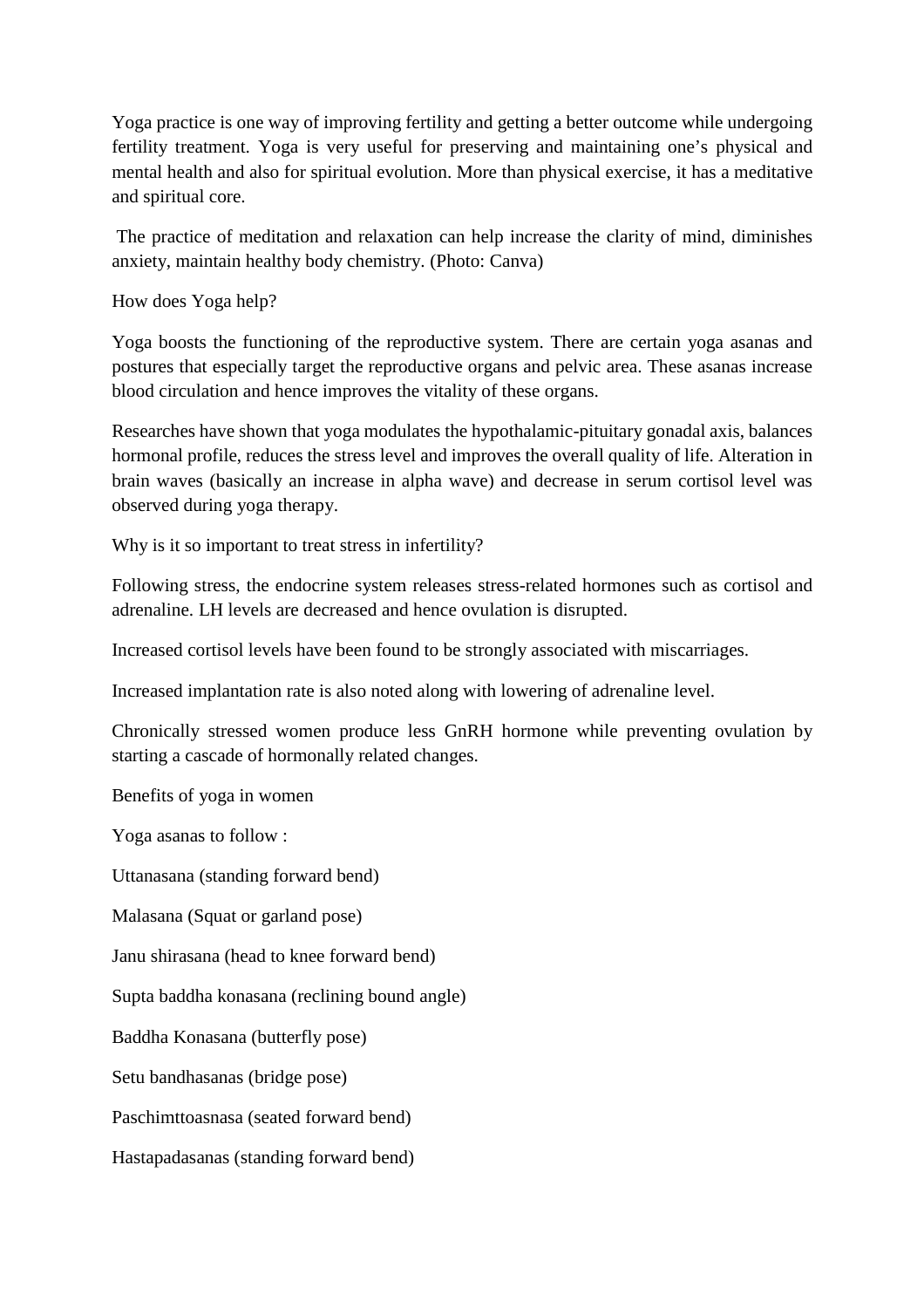Yoga practice is one way of improving fertility and getting a better outcome while undergoing fertility treatment. Yoga is very useful for preserving and maintaining one's physical and mental health and also for spiritual evolution. More than physical exercise, it has a meditative and spiritual core.

The practice of meditation and relaxation can help increase the clarity of mind, diminishes anxiety, maintain healthy body chemistry. (Photo: Canva)

## How does Yoga help?

Yoga boosts the functioning of the reproductive system. There are certain yoga asanas and postures that especially target the reproductive organs and pelvic area. These asanas increase blood circulation and hence improves the vitality of these organs.

Researches have shown that yoga modulates the hypothalamic-pituitary gonadal axis, balances hormonal profile, reduces the stress level and improves the overall quality of life. Alteration in brain waves (basically an increase in alpha wave) and decrease in serum cortisol level was observed during yoga therapy.

## Why is it so important to treat stress in infertility?

Following stress, the endocrine system releases stress-related hormones such as cortisol and adrenaline. LH levels are decreased and hence ovulation is disrupted.

Increased cortisol levels have been found to be strongly associated with miscarriages.

Increased implantation rate is also noted along with lowering of adrenaline level.

Chronically stressed women produce less GnRH hormone while preventing ovulation by starting a cascade of hormonally related changes.

## Benefits of yoga in women

Yoga asanas to follow :

Uttanasana (standing forward bend)

Malasana (Squat or garland pose)

Janu shirasana (head to knee forward bend)

Supta baddha konasana (reclining bound angle)

Baddha Konasana (butterfly pose)

Setu bandhasanas (bridge pose)

Paschimttoasnasa (seated forward bend)

Hastapadasanas (standing forward bend)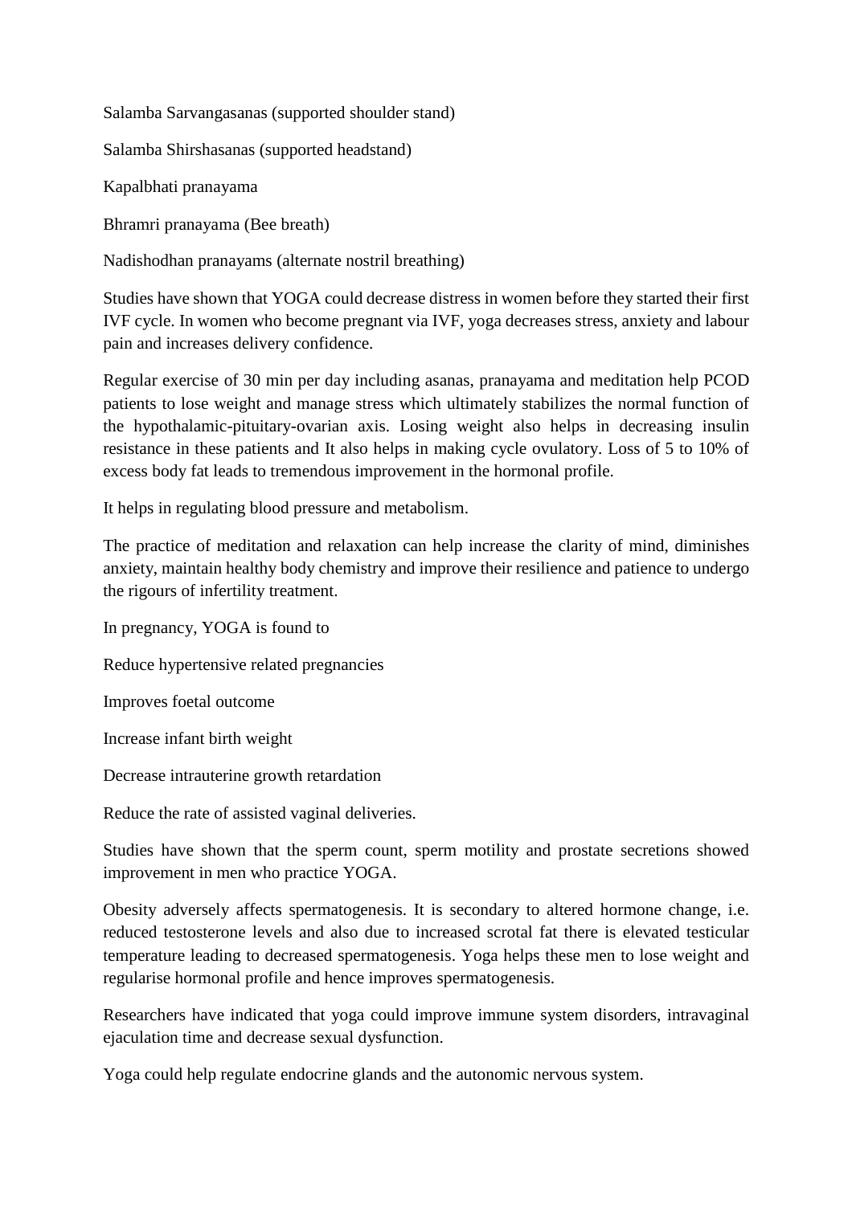Salamba Sarvangasanas (supported shoulder stand)

Salamba Shirshasanas (supported headstand)

Kapalbhati pranayama

Bhramri pranayama (Bee breath)

Nadishodhan pranayams (alternate nostril breathing)

Studies have shown that YOGA could decrease distress in women before they started their first IVF cycle. In women who become pregnant via IVF, yoga decreases stress, anxiety and labour pain and increases delivery confidence.

Regular exercise of 30 min per day including asanas, pranayama and meditation help PCOD patients to lose weight and manage stress which ultimately stabilizes the normal function of the hypothalamic-pituitary-ovarian axis. Losing weight also helps in decreasing insulin resistance in these patients and It also helps in making cycle ovulatory. Loss of 5 to 10% of excess body fat leads to tremendous improvement in the hormonal profile.

It helps in regulating blood pressure and metabolism.

The practice of meditation and relaxation can help increase the clarity of mind, diminishes anxiety, maintain healthy body chemistry and improve their resilience and patience to undergo the rigours of infertility treatment.

In pregnancy, YOGA is found to

Reduce hypertensive related pregnancies

Improves foetal outcome

Increase infant birth weight

Decrease intrauterine growth retardation

Reduce the rate of assisted vaginal deliveries.

Studies have shown that the sperm count, sperm motility and prostate secretions showed improvement in men who practice YOGA.

Obesity adversely affects spermatogenesis. It is secondary to altered hormone change, i.e. reduced testosterone levels and also due to increased scrotal fat there is elevated testicular temperature leading to decreased spermatogenesis. Yoga helps these men to lose weight and regularise hormonal profile and hence improves spermatogenesis.

Researchers have indicated that yoga could improve immune system disorders, intravaginal ejaculation time and decrease sexual dysfunction.

Yoga could help regulate endocrine glands and the autonomic nervous system.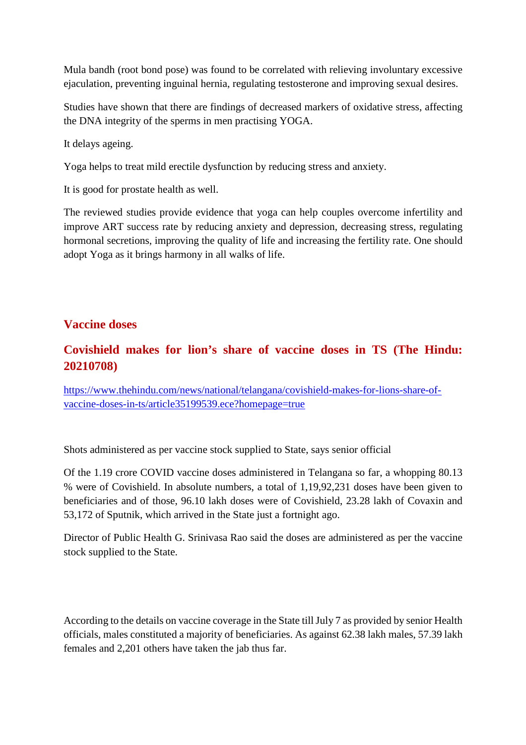Mula bandh (root bond pose) was found to be correlated with relieving involuntary excessive ejaculation, preventing inguinal hernia, regulating testosterone and improving sexual desires.

Studies have shown that there are findings of decreased markers of oxidative stress, affecting the DNA integrity of the sperms in men practising YOGA.

It delays ageing.

Yoga helps to treat mild erectile dysfunction by reducing stress and anxiety.

It is good for prostate health as well.

The reviewed studies provide evidence that yoga can help couples overcome infertility and improve ART success rate by reducing anxiety and depression, decreasing stress, regulating hormonal secretions, improving the quality of life and increasing the fertility rate. One should adopt Yoga as it brings harmony in all walks of life.

## Vaccine doses

## Covishield makes for lion's share of vaccine doses in TS (The Hindu: 20210708)

https://www.thehindu.com/news/national/telangana/covishield-makes-for-lions-share-of-vaccine-doses-in-ts/article35199539.ece?homepage=true

Shots administered as per vaccine stock supplied to State, says senior official

Of the 1.19 crore COVID vaccine doses administered in Telangana so far, a whopping 80.13 % were of Covishield. In absolute numbers, a total of 1,19,92,231 doses have been given to beneficiaries and of those, 96.10 lakh doses were of Covishield, 23.28 lakh of Covaxin and 53,172 of Sputnik, which arrived in the State just a fortnight ago.

Director of Public Health G. Srinivasa Rao said the doses are administered as per the vaccine stock supplied to the State.

According to the details on vaccine coverage in the State till July 7 as provided by senior Health officials, males constituted a majority of beneficiaries. As against 62.38 lakh males, 57.39 lakh females and 2,201 others have taken the jab thus far.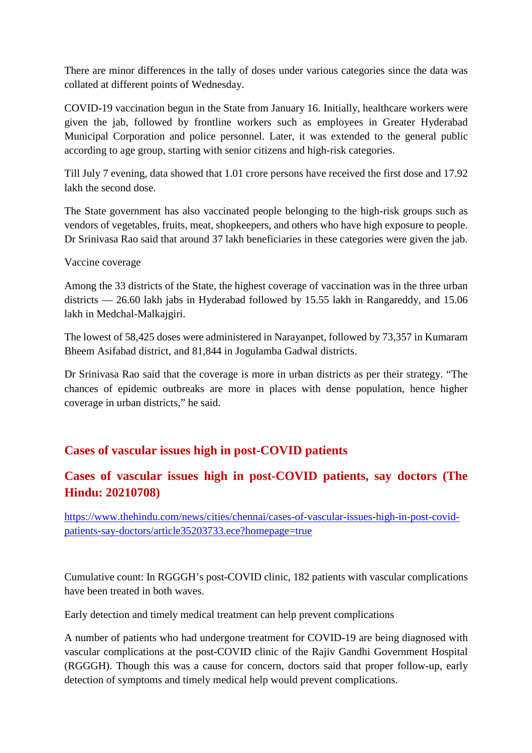There are minor differences in the tally of doses under various categories since the data was collated at different points of Wednesday.

COVID-19 vaccination begun in the State from January 16. Initially, healthcare workers were given the jab, followed by frontline workers such as employees in Greater Hyderabad Municipal Corporation and police personnel. Later, it was extended to the general public according to age group, starting with senior citizens and high-risk categories.

Till July 7 evening, data showed that 1.01 crore persons have received the first dose and 17.92 lakh the second dose.

The State government has also vaccinated people belonging to the high-risk groups such as vendors of vegetables, fruits, meat, shopkeepers, and others who have high exposure to people. Dr Srinivasa Rao said that around 37 lakh beneficiaries in these categories were given the jab.

Vaccine coverage

Among the 33 districts of the State, the highest coverage of vaccination was in the three urban districts — 26.60 lakh jabs in Hyderabad followed by 15.55 lakh in Rangareddy, and 15.06 lakh in Medchal-Malkajgiri.

The lowest of 58,425 doses were administered in Narayanpet, followed by 73,357 in Kumaram Bheem Asifabad district, and 81,844 in Jogulamba Gadwal districts.

Dr Srinivasa Rao said that the coverage is more in urban districts as per their strategy. "The chances of epidemic outbreaks are more in places with dense population, hence higher coverage in urban districts," he said.

## Cases of vascular issues high in post-COVID patients

## Cases of vascular issues high in post-COVID patients, say doctors (The Hindu: 20210708)

https://www.thehindu.com/news/cities/chennai/cases-of-vascular-issues-high-in-post-covid-patients-say-doctors/article35203733.ece?homepage=true

Cumulative count: In RGGGH's post-COVID clinic, 182 patients with vascular complications have been treated in both waves.

Early detection and timely medical treatment can help prevent complications

A number of patients who had undergone treatment for COVID-19 are being diagnosed with vascular complications at the post-COVID clinic of the Rajiv Gandhi Government Hospital (RGGGH). Though this was a cause for concern, doctors said that proper follow-up, early detection of symptoms and timely medical help would prevent complications.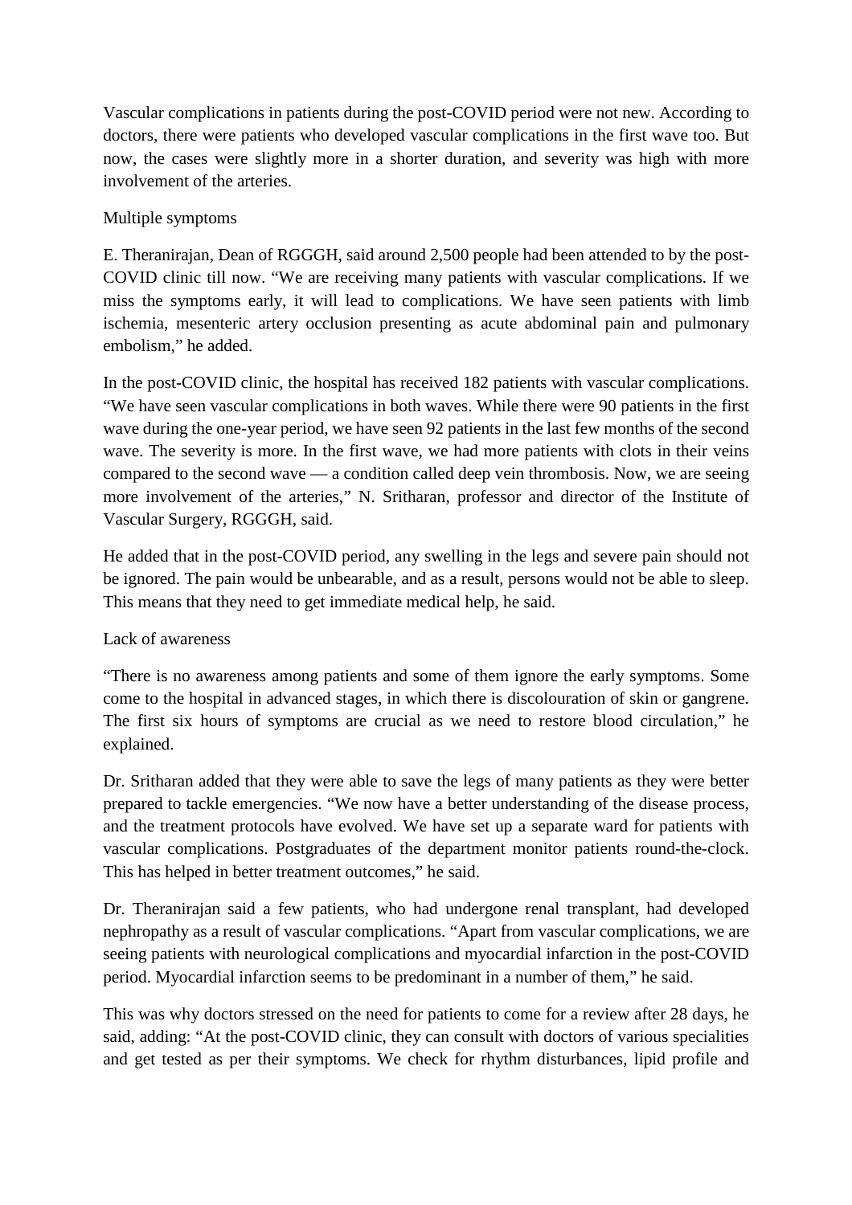Vascular complications in patients during the post-COVID period were not new. According to doctors, there were patients who developed vascular complications in the first wave too. But now, the cases were slightly more in a shorter duration, and severity was high with more involvement of the arteries.

## Multiple symptoms

E. Theranirajan, Dean of RGGGH, said around 2,500 people had been attended to by the post-COVID clinic till now. “We are receiving many patients with vascular complications. If we miss the symptoms early, it will lead to complications. We have seen patients with limb ischemia, mesenteric artery occlusion presenting as acute abdominal pain and pulmonary embolism,” he added.

In the post-COVID clinic, the hospital has received 182 patients with vascular complications. “We have seen vascular complications in both waves. While there were 90 patients in the first wave during the one-year period, we have seen 92 patients in the last few months of the second wave. The severity is more. In the first wave, we had more patients with clots in their veins compared to the second wave — a condition called deep vein thrombosis. Now, we are seeing more involvement of the arteries,” N. Sritharan, professor and director of the Institute of Vascular Surgery, RGGGH, said.

He added that in the post-COVID period, any swelling in the legs and severe pain should not be ignored. The pain would be unbearable, and as a result, persons would not be able to sleep. This means that they need to get immediate medical help, he said.

## Lack of awareness

“There is no awareness among patients and some of them ignore the early symptoms. Some come to the hospital in advanced stages, in which there is discolouration of skin or gangrene. The first six hours of symptoms are crucial as we need to restore blood circulation,” he explained.

Dr. Sritharan added that they were able to save the legs of many patients as they were better prepared to tackle emergencies. “We now have a better understanding of the disease process, and the treatment protocols have evolved. We have set up a separate ward for patients with vascular complications. Postgraduates of the department monitor patients round-the-clock. This has helped in better treatment outcomes,” he said.

Dr. Theranirajan said a few patients, who had undergone renal transplant, had developed nephropathy as a result of vascular complications. “Apart from vascular complications, we are seeing patients with neurological complications and myocardial infarction in the post-COVID period. Myocardial infarction seems to be predominant in a number of them,” he said.

This was why doctors stressed on the need for patients to come for a review after 28 days, he said, adding: “At the post-COVID clinic, they can consult with doctors of various specialities and get tested as per their symptoms. We check for rhythm disturbances, lipid profile and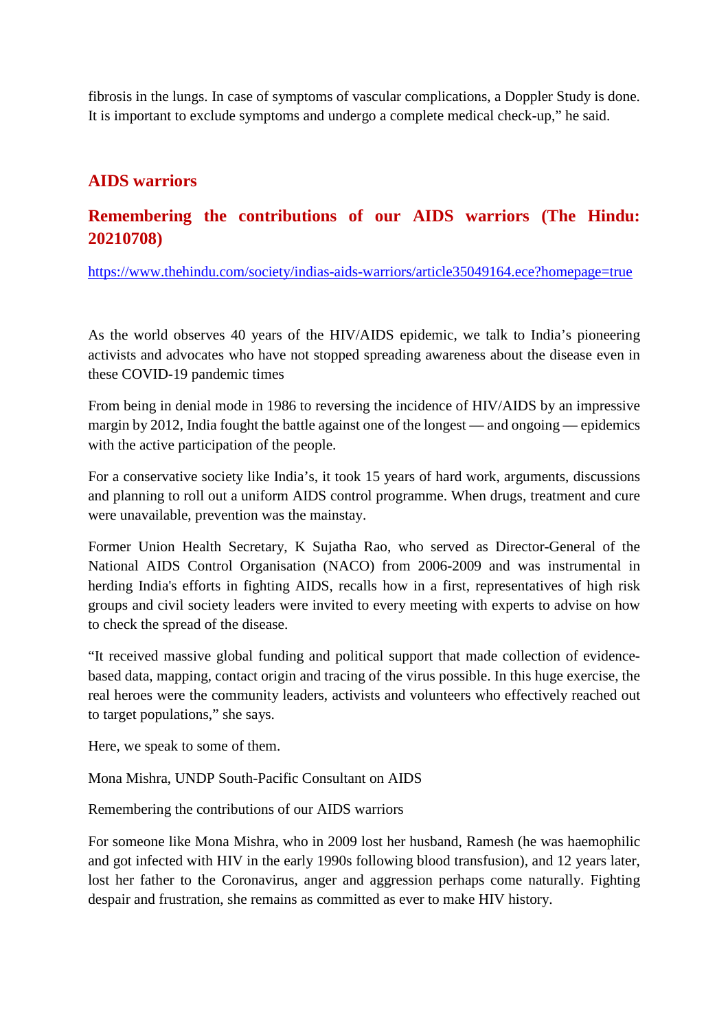fibrosis in the lungs. In case of symptoms of vascular complications, a Doppler Study is done. It is important to exclude symptoms and undergo a complete medical check-up," he said.

## AIDS warriors

## Remembering the contributions of our AIDS warriors (The Hindu: 20210708)

https://www.thehindu.com/society/indias-aids-warriors/article35049164.ece?homepage=true

As the world observes 40 years of the HIV/AIDS epidemic, we talk to India's pioneering activists and advocates who have not stopped spreading awareness about the disease even in these COVID-19 pandemic times

From being in denial mode in 1986 to reversing the incidence of HIV/AIDS by an impressive margin by 2012, India fought the battle against one of the longest — and ongoing — epidemics with the active participation of the people.

For a conservative society like India's, it took 15 years of hard work, arguments, discussions and planning to roll out a uniform AIDS control programme. When drugs, treatment and cure were unavailable, prevention was the mainstay.

Former Union Health Secretary, K Sujatha Rao, who served as Director-General of the National AIDS Control Organisation (NACO) from 2006-2009 and was instrumental in herding India's efforts in fighting AIDS, recalls how in a first, representatives of high risk groups and civil society leaders were invited to every meeting with experts to advise on how to check the spread of the disease.

"It received massive global funding and political support that made collection of evidence-based data, mapping, contact origin and tracing of the virus possible. In this huge exercise, the real heroes were the community leaders, activists and volunteers who effectively reached out to target populations," she says.

Here, we speak to some of them.

Mona Mishra, UNDP South-Pacific Consultant on AIDS

Remembering the contributions of our AIDS warriors

For someone like Mona Mishra, who in 2009 lost her husband, Ramesh (he was haemophilic and got infected with HIV in the early 1990s following blood transfusion), and 12 years later, lost her father to the Coronavirus, anger and aggression perhaps come naturally. Fighting despair and frustration, she remains as committed as ever to make HIV history.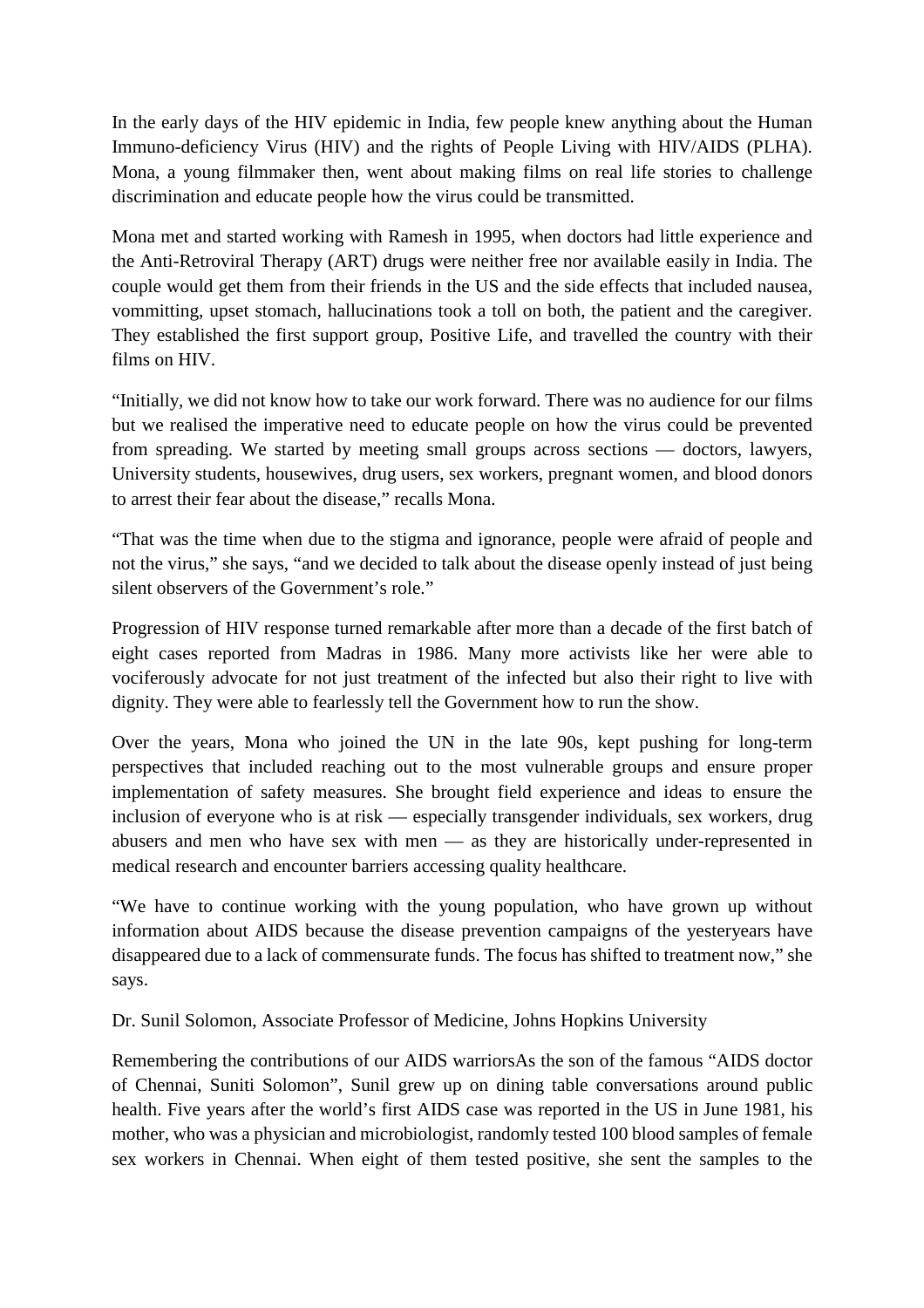In the early days of the HIV epidemic in India, few people knew anything about the Human Immuno-deficiency Virus (HIV) and the rights of People Living with HIV/AIDS (PLHA). Mona, a young filmmaker then, went about making films on real life stories to challenge discrimination and educate people how the virus could be transmitted.

Mona met and started working with Ramesh in 1995, when doctors had little experience and the Anti-Retroviral Therapy (ART) drugs were neither free nor available easily in India. The couple would get them from their friends in the US and the side effects that included nausea, vommitting, upset stomach, hallucinations took a toll on both, the patient and the caregiver. They established the first support group, Positive Life, and travelled the country with their films on HIV.

"Initially, we did not know how to take our work forward. There was no audience for our films but we realised the imperative need to educate people on how the virus could be prevented from spreading. We started by meeting small groups across sections — doctors, lawyers, University students, housewives, drug users, sex workers, pregnant women, and blood donors to arrest their fear about the disease," recalls Mona.

"That was the time when due to the stigma and ignorance, people were afraid of people and not the virus," she says, "and we decided to talk about the disease openly instead of just being silent observers of the Government's role."

Progression of HIV response turned remarkable after more than a decade of the first batch of eight cases reported from Madras in 1986. Many more activists like her were able to vociferously advocate for not just treatment of the infected but also their right to live with dignity. They were able to fearlessly tell the Government how to run the show.

Over the years, Mona who joined the UN in the late 90s, kept pushing for long-term perspectives that included reaching out to the most vulnerable groups and ensure proper implementation of safety measures. She brought field experience and ideas to ensure the inclusion of everyone who is at risk — especially transgender individuals, sex workers, drug abusers and men who have sex with men — as they are historically under-represented in medical research and encounter barriers accessing quality healthcare.

"We have to continue working with the young population, who have grown up without information about AIDS because the disease prevention campaigns of the yesteryears have disappeared due to a lack of commensurate funds. The focus has shifted to treatment now," she says.

Dr. Sunil Solomon, Associate Professor of Medicine, Johns Hopkins University

Remembering the contributions of our AIDS warriorsAs the son of the famous "AIDS doctor of Chennai, Suniti Solomon", Sunil grew up on dining table conversations around public health. Five years after the world's first AIDS case was reported in the US in June 1981, his mother, who was a physician and microbiologist, randomly tested 100 blood samples of female sex workers in Chennai. When eight of them tested positive, she sent the samples to the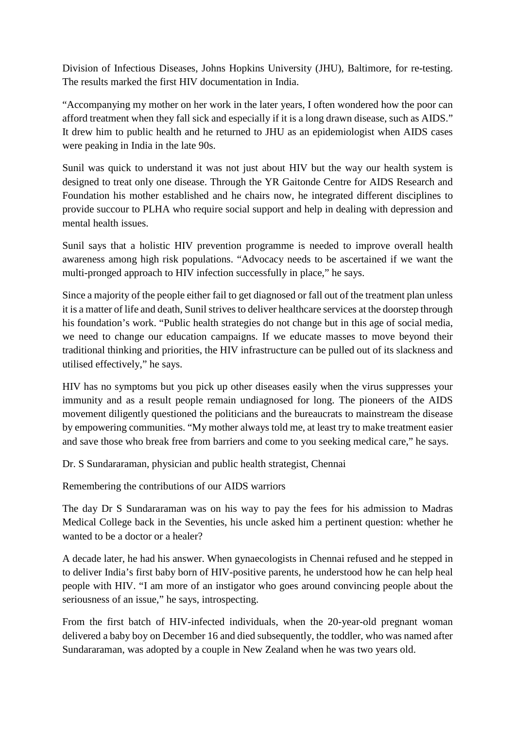Division of Infectious Diseases, Johns Hopkins University (JHU), Baltimore, for re-testing. The results marked the first HIV documentation in India.

"Accompanying my mother on her work in the later years, I often wondered how the poor can afford treatment when they fall sick and especially if it is a long drawn disease, such as AIDS." It drew him to public health and he returned to JHU as an epidemiologist when AIDS cases were peaking in India in the late 90s.

Sunil was quick to understand it was not just about HIV but the way our health system is designed to treat only one disease. Through the YR Gaitonde Centre for AIDS Research and Foundation his mother established and he chairs now, he integrated different disciplines to provide succour to PLHA who require social support and help in dealing with depression and mental health issues.

Sunil says that a holistic HIV prevention programme is needed to improve overall health awareness among high risk populations. "Advocacy needs to be ascertained if we want the multi-pronged approach to HIV infection successfully in place," he says.

Since a majority of the people either fail to get diagnosed or fall out of the treatment plan unless it is a matter of life and death, Sunil strives to deliver healthcare services at the doorstep through his foundation's work. "Public health strategies do not change but in this age of social media, we need to change our education campaigns. If we educate masses to move beyond their traditional thinking and priorities, the HIV infrastructure can be pulled out of its slackness and utilised effectively," he says.

HIV has no symptoms but you pick up other diseases easily when the virus suppresses your immunity and as a result people remain undiagnosed for long. The pioneers of the AIDS movement diligently questioned the politicians and the bureaucrats to mainstream the disease by empowering communities. "My mother always told me, at least try to make treatment easier and save those who break free from barriers and come to you seeking medical care," he says.

Dr. S Sundararaman, physician and public health strategist, Chennai

Remembering the contributions of our AIDS warriors

The day Dr S Sundararaman was on his way to pay the fees for his admission to Madras Medical College back in the Seventies, his uncle asked him a pertinent question: whether he wanted to be a doctor or a healer?

A decade later, he had his answer. When gynaecologists in Chennai refused and he stepped in to deliver India's first baby born of HIV-positive parents, he understood how he can help heal people with HIV. "I am more of an instigator who goes around convincing people about the seriousness of an issue," he says, introspecting.

From the first batch of HIV-infected individuals, when the 20-year-old pregnant woman delivered a baby boy on December 16 and died subsequently, the toddler, who was named after Sundararaman, was adopted by a couple in New Zealand when he was two years old.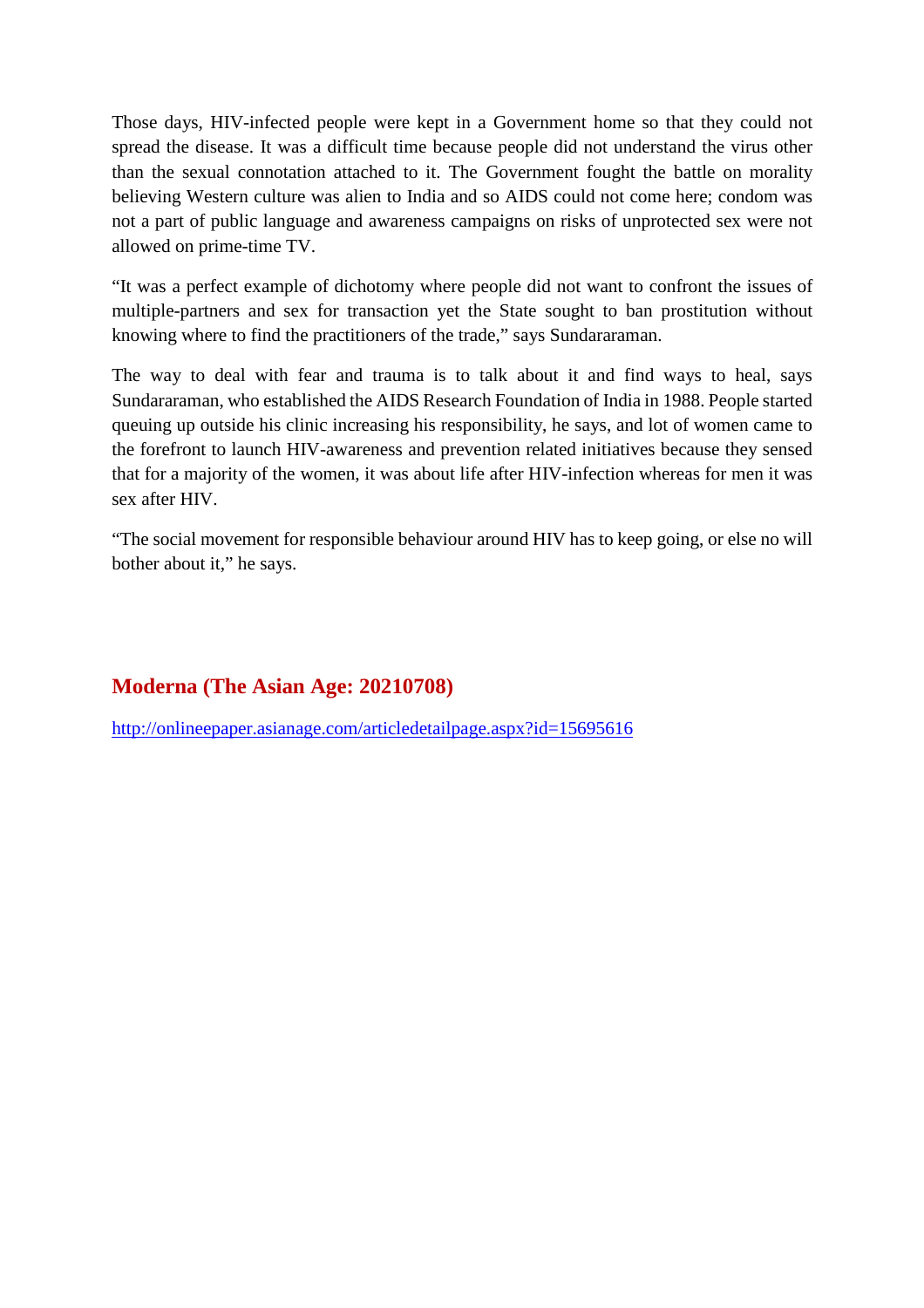Those days, HIV-infected people were kept in a Government home so that they could not spread the disease. It was a difficult time because people did not understand the virus other than the sexual connotation attached to it. The Government fought the battle on morality believing Western culture was alien to India and so AIDS could not come here; condom was not a part of public language and awareness campaigns on risks of unprotected sex were not allowed on prime-time TV.

“It was a perfect example of dichotomy where people did not want to confront the issues of multiple-partners and sex for transaction yet the State sought to ban prostitution without knowing where to find the practitioners of the trade,” says Sundararaman.

The way to deal with fear and trauma is to talk about it and find ways to heal, says Sundararaman, who established the AIDS Research Foundation of India in 1988. People started queuing up outside his clinic increasing his responsibility, he says, and lot of women came to the forefront to launch HIV-awareness and prevention related initiatives because they sensed that for a majority of the women, it was about life after HIV-infection whereas for men it was sex after HIV.

“The social movement for responsible behaviour around HIV has to keep going, or else no will bother about it,” he says.

## Moderna (The Asian Age: 20210708)

http://onlineepaper.asianage.com/articledetailpage.aspx?id=15695616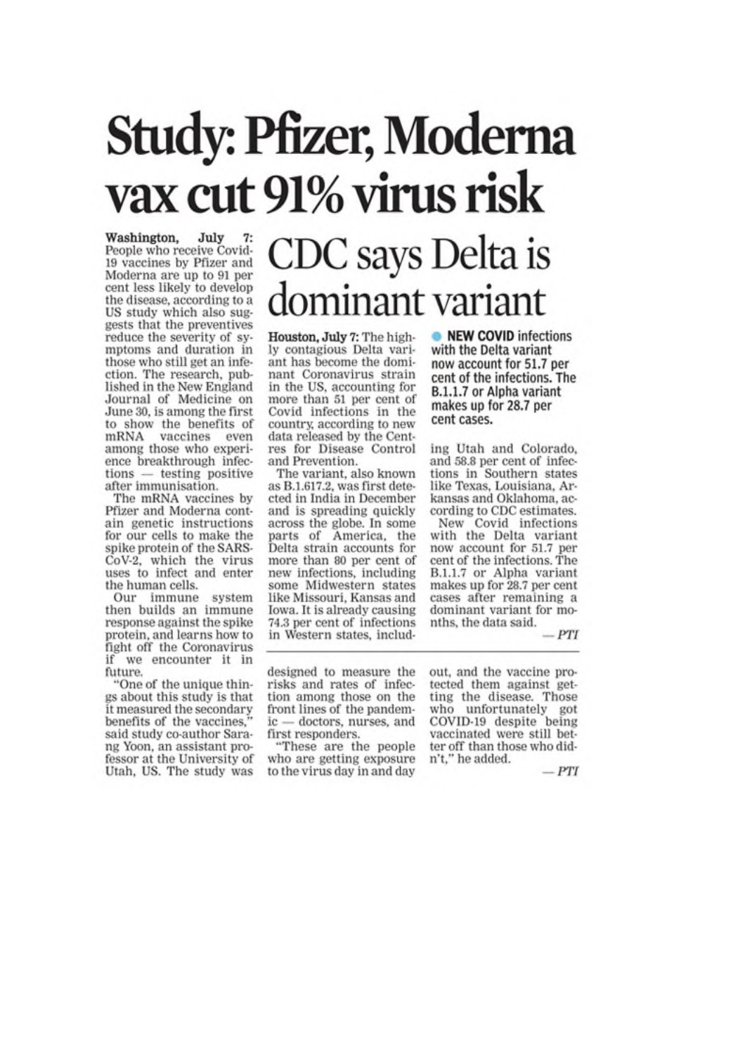# Study: Pfizer, Moderna vax cut 91% virus risk

**Washington, July 7:** People who receive Covid-19 vaccines by Pfizer and Moderna are up to 91 per cent less likely to develop the disease, according to a US study which also suggests that the preventives reduce the severity of symptoms and duration in those who still get an infection. The research, published in the New England Journal of Medicine on June 30, is among the first to show the benefits of mRNA vaccines even among those who experience breakthrough infections — testing positive after immunisation.

The mRNA vaccines by Pfizer and Moderna contain genetic instructions for our cells to make the spike protein of the SARS-CoV-2, which the virus uses to infect and enter the human cells.

Our immune system then builds an immune response against the spike protein, and learns how to fight off the Coronavirus if we encounter it in future.

"One of the unique things about this study is that it measured the secondary benefits of the vaccines," said study co-author Sarang Yoon, an assistant professor at the University of Utah, US. The study was designed to measure the risks and rates of infection among those on the front lines of the pandemic — doctors, nurses, and first responders.

"These are the people who are getting exposure to the virus day in and day out, and the vaccine protected them against getting the disease. Those who unfortunately got COVID-19 despite being vaccinated were still better off than those who didn't," he added.

— *PTI*

# CDC says Delta is dominant variant

**Houston, July 7:** The highly contagious Delta variant has become the dominant Coronavirus strain in the US, accounting for more than 51 per cent of Covid infections in the country, according to new data released by the Centres for Disease Control and Prevention.

The variant, also known as B.1.617.2, was first detected in India in December and is spreading quickly across the globe. In some parts of America, the Delta strain accounts for more than 80 per cent of new infections, including some Midwestern states like Missouri, Kansas and Iowa. It is already causing 74.3 per cent of infections in Western states, including Utah and Colorado, and 58.8 per cent of infections in Southern states like Texas, Louisiana, Arkansas and Oklahoma, according to CDC estimates.

New Covid infections with the Delta variant now account for 51.7 per cent of the infections. The B.1.1.7 or Alpha variant makes up for 28.7 per cent cases after remaining a dominant variant for months, the data said.

— *PTI*

**NEW COVID infections with the Delta variant now account for 51.7 per cent of the infections. The B.1.1.7 or Alpha variant makes up for 28.7 per cent cases.**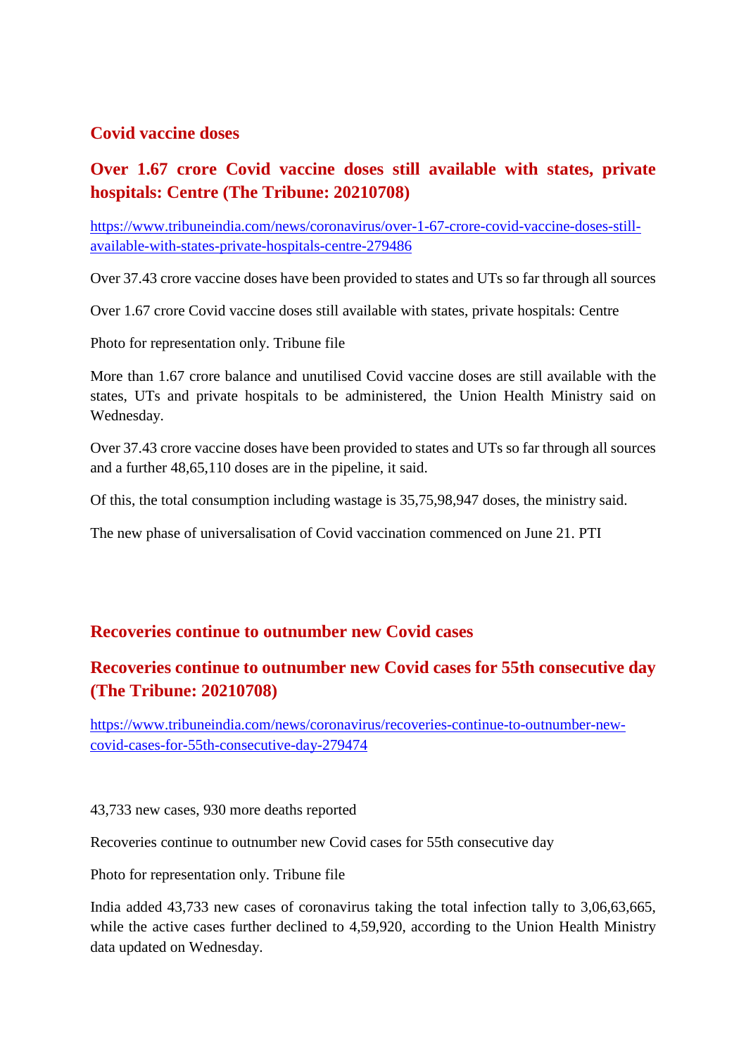## Covid vaccine doses

## Over 1.67 crore Covid vaccine doses still available with states, private hospitals: Centre (The Tribune: 20210708)

https://www.tribuneindia.com/news/coronavirus/over-1-67-crore-covid-vaccine-doses-still-available-with-states-private-hospitals-centre-279486

Over 37.43 crore vaccine doses have been provided to states and UTs so far through all sources

Over 1.67 crore Covid vaccine doses still available with states, private hospitals: Centre

Photo for representation only. Tribune file

More than 1.67 crore balance and unutilised Covid vaccine doses are still available with the states, UTs and private hospitals to be administered, the Union Health Ministry said on Wednesday.

Over 37.43 crore vaccine doses have been provided to states and UTs so far through all sources and a further 48,65,110 doses are in the pipeline, it said.

Of this, the total consumption including wastage is 35,75,98,947 doses, the ministry said.

The new phase of universalisation of Covid vaccination commenced on June 21. PTI

## Recoveries continue to outnumber new Covid cases

## Recoveries continue to outnumber new Covid cases for 55th consecutive day (The Tribune: 20210708)

https://www.tribuneindia.com/news/coronavirus/recoveries-continue-to-outnumber-new-covid-cases-for-55th-consecutive-day-279474

43,733 new cases, 930 more deaths reported

Recoveries continue to outnumber new Covid cases for 55th consecutive day

Photo for representation only. Tribune file

India added 43,733 new cases of coronavirus taking the total infection tally to 3,06,63,665, while the active cases further declined to 4,59,920, according to the Union Health Ministry data updated on Wednesday.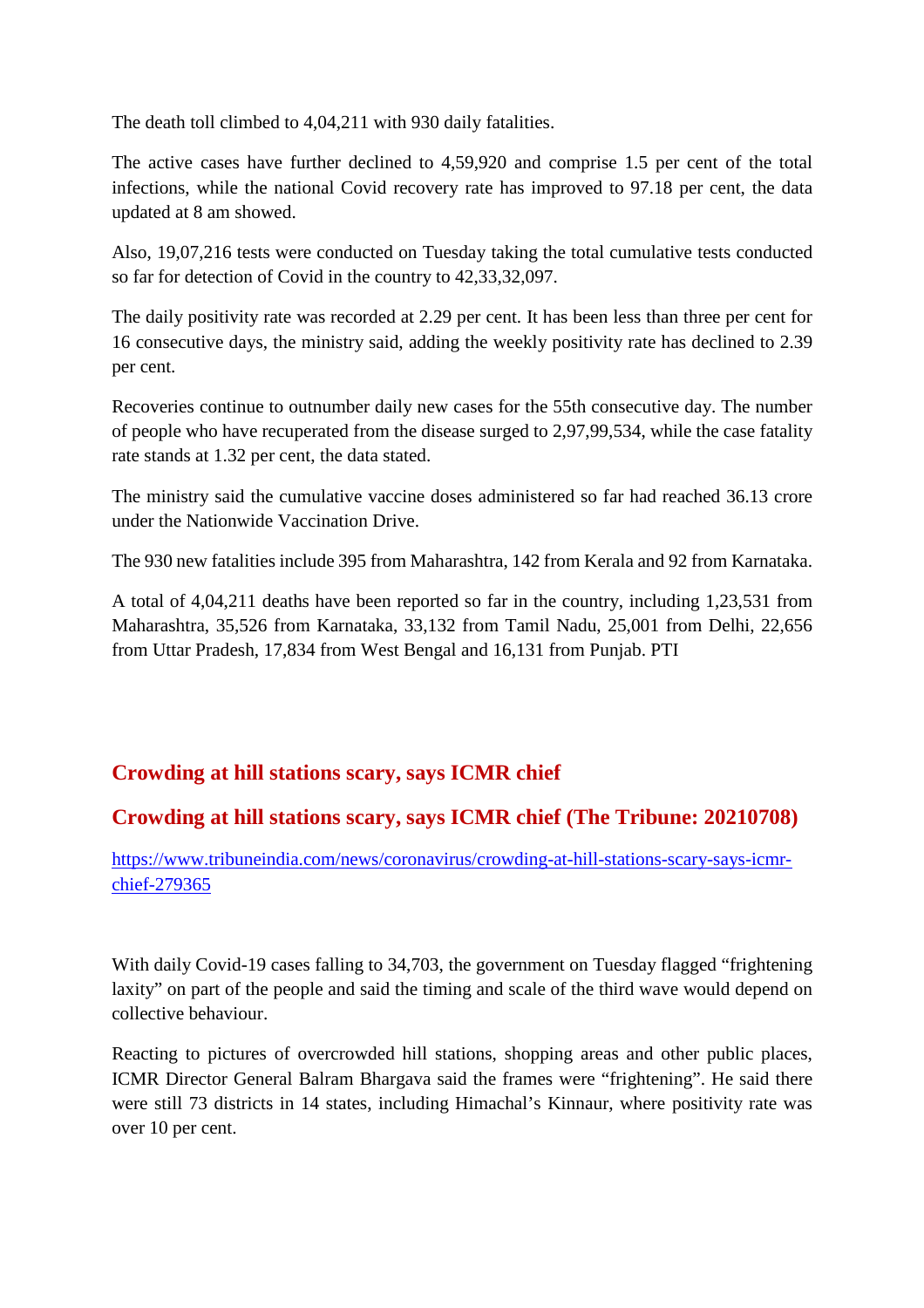The death toll climbed to 4,04,211 with 930 daily fatalities.

The active cases have further declined to 4,59,920 and comprise 1.5 per cent of the total infections, while the national Covid recovery rate has improved to 97.18 per cent, the data updated at 8 am showed.

Also, 19,07,216 tests were conducted on Tuesday taking the total cumulative tests conducted so far for detection of Covid in the country to 42,33,32,097.

The daily positivity rate was recorded at 2.29 per cent. It has been less than three per cent for 16 consecutive days, the ministry said, adding the weekly positivity rate has declined to 2.39 per cent.

Recoveries continue to outnumber daily new cases for the 55th consecutive day. The number of people who have recuperated from the disease surged to 2,97,99,534, while the case fatality rate stands at 1.32 per cent, the data stated.

The ministry said the cumulative vaccine doses administered so far had reached 36.13 crore under the Nationwide Vaccination Drive.

The 930 new fatalities include 395 from Maharashtra, 142 from Kerala and 92 from Karnataka.

A total of 4,04,211 deaths have been reported so far in the country, including 1,23,531 from Maharashtra, 35,526 from Karnataka, 33,132 from Tamil Nadu, 25,001 from Delhi, 22,656 from Uttar Pradesh, 17,834 from West Bengal and 16,131 from Punjab. PTI

## Crowding at hill stations scary, says ICMR chief

## Crowding at hill stations scary, says ICMR chief (The Tribune: 20210708)

https://www.tribuneindia.com/news/coronavirus/crowding-at-hill-stations-scary-says-icmr-chief-279365

With daily Covid-19 cases falling to 34,703, the government on Tuesday flagged "frightening laxity" on part of the people and said the timing and scale of the third wave would depend on collective behaviour.

Reacting to pictures of overcrowded hill stations, shopping areas and other public places, ICMR Director General Balram Bhargava said the frames were "frightening". He said there were still 73 districts in 14 states, including Himachal's Kinnaur, where positivity rate was over 10 per cent.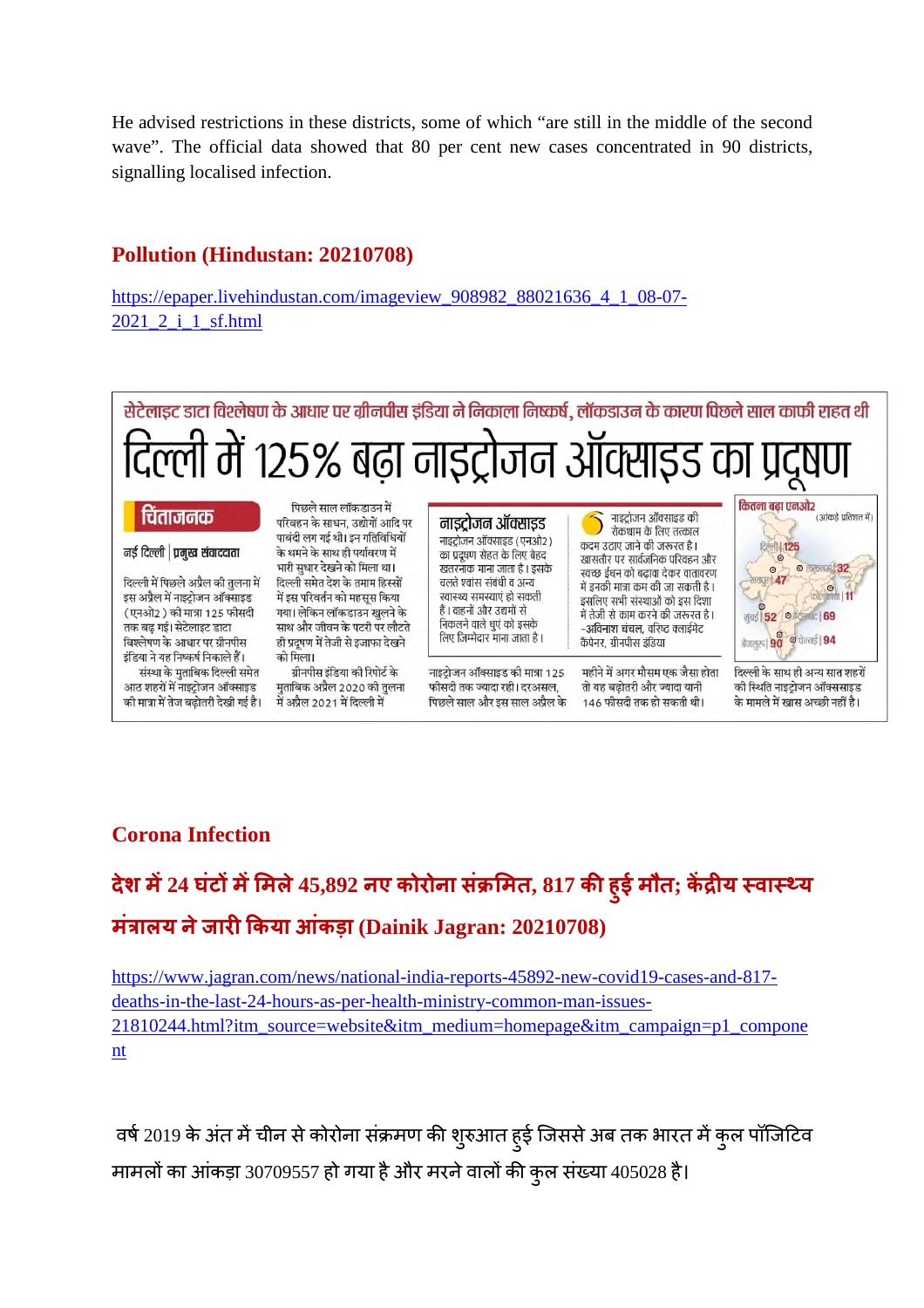He advised restrictions in these districts, some of which “are still in the middle of the second wave”. The official data showed that 80 per cent new cases concentrated in 90 districts, signalling localised infection.

## Pollution (Hindustan: 20210708)

https://epaper.livehindustan.com/imageview_908982_88021636_4_1_08-07-2021_2_i_1_sf.html

सेटेलाइट डाटा विश्लेषण के आधार पर ग्रीनपीस इंडिया ने निकाला निष्कर्ष, लॉकडाउन के कारण पिछले साल काफी राहत थी

# दिल्ली में 125% बढ़ा नाइट्रोजन ऑक्साइड का प्रदूषण

**चिंताजनक**

**नई दिल्ली | प्रमुख संवाददाता**

दिल्ली में पिछले अप्रैल की तुलना में इस अप्रैल में नाइट्रोजन ऑक्साइड (एनओ2) की मात्रा 125 फीसदी तक बढ़ गई। सेटेलाइट डाटा विश्लेषण के आधार पर ग्रीनपीस इंडिया ने यह निष्कर्ष निकाले हैं।

संस्था के मुताबिक दिल्ली समेत आठ शहरों में नाइट्रोजन ऑक्साइड की मात्रा में तेज बढ़ोतरी देखी गई है। पिछले साल लॉकडाउन में परिवहन के साधन, उद्योगों आदि पर पाबंदी लग गई थी। इन गतिविधियों के थमने के साथ ही पर्यावरण में भारी सुधार देखने को मिला था। दिल्ली समेत देश के तमाम हिस्सों में इस परिवर्तन को महसूस किया गया। लेकिन लॉकडाउन खुलने के साथ और जीवन के पटरी पर लौटते ही प्रदूषण में तेजी से इजाफा देखने को मिला।

ग्रीनपीस इंडिया की रिपोर्ट के मुताबिक अप्रैल 2020 की तुलना में अप्रैल 2021 में दिल्ली में नाइट्रोजन ऑक्साइड की मात्रा 125 फीसदी तक ज्यादा रही। दरअसल, पिछले साल और इस साल अप्रैल के महीने में अगर मौसम एक जैसा होता तो यह बढ़ोतरी और ज्यादा यानी 146 फीसदी तक हो सकती थी।

**नाइट्रोजन ऑक्साइड**

नाइट्रोजन ऑक्साइड (एनओ2) का प्रदूषण सेहत के लिए बेहद खतरनाक माना जाता है। इसके चलते श्वांस संबंधी व अन्य स्वास्थ्य समस्याएं हो सकती हैं। वाहनों और उद्यमों से निकलने वाले धुएं को इसके लिए जिम्मेदार माना जाता है।

नाइट्रोजन ऑक्साइड की रोकथाम के लिए तत्काल कदम उठाए जाने की जरूरत है। खासतौर पर सार्वजनिक परिवहन और स्वच्छ ईंधन को बढ़ावा देकर वातावरण में इनकी मात्रा कम की जा सकती है। इसलिए सभी संस्थाओं को इस दिशा में तेजी से काम करने की जरूरत है।
-अविनाश चंचल, वरिष्ठ क्लाईमेट कैंपेनर, ग्रीनपीस इंडिया

**कितना बढ़ा एनओ2** (आंकड़े प्रतिशत में)

| शहर | वृद्धि |
|---|---|
| दिल्ली | 125 |
| लखनऊ | 32 |
| जयपुर | 47 |
| कोलकाता | 11 |
| मुंबई | 52 |
| हैदराबाद | 69 |
| बेंगलुरु | 90 |
| चेन्नई | 94 |

दिल्ली के साथ ही अन्य सात शहरों की स्थिति नाइट्रोजन ऑक्साइड के मामले में खास अच्छी नहीं है।

## Corona Infection

## देश में 24 घंटों में मिले 45,892 नए कोरोना संक्रमित, 817 की हुई मौत; केंद्रीय स्वास्थ्य मंत्रालय ने जारी किया आंकड़ा (Dainik Jagran: 20210708)

https://www.jagran.com/news/national-india-reports-45892-new-covid19-cases-and-817-deaths-in-the-last-24-hours-as-per-health-ministry-common-man-issues-21810244.html?itm_source=website&itm_medium=homepage&itm_campaign=p1_component

वर्ष 2019 के अंत में चीन से कोरोना संक्रमण की शुरुआत हुई जिससे अब तक भारत में कुल पॉजिटिव मामलों का आंकड़ा 30709557 हो गया है और मरने वालों की कुल संख्या 405028 है।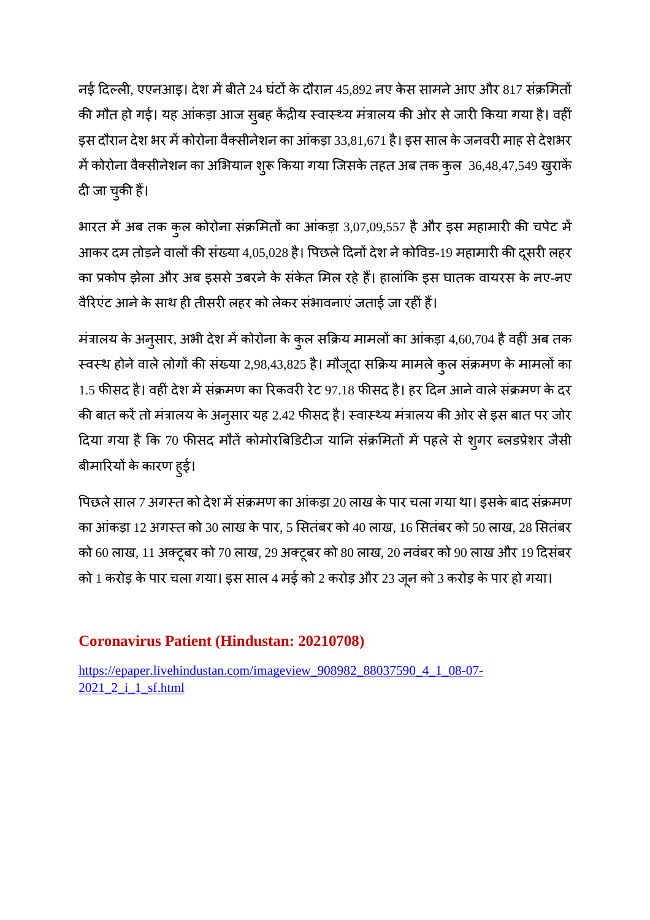नई दिल्ली, एएनआइ। देश में बीते 24 घंटों के दौरान 45,892 नए केस सामने आए और 817 संक्रमितों की मौत हो गई। यह आंकड़ा आज सुबह केंद्रीय स्वास्थ्य मंत्रालय की ओर से जारी किया गया है। वहीं इस दौरान देश भर में कोरोना वैक्सीनेशन का आंकड़ा 33,81,671 है। इस साल के जनवरी माह से देशभर में कोरोना वैक्सीनेशन का अभियान शुरू किया गया जिसके तहत अब तक कुल 36,48,47,549 खुराकें दी जा चुकी हैं।

भारत में अब तक कुल कोरोना संक्रमितों का आंकड़ा 3,07,09,557 है और इस महामारी की चपेट में आकर दम तोड़ने वालों की संख्या 4,05,028 है। पिछले दिनों देश ने कोविड-19 महामारी की दूसरी लहर का प्रकोप झेला और अब इससे उबरने के संकेत मिल रहे हैं। हालांकि इस घातक वायरस के नए-नए वैरिएंट आने के साथ ही तीसरी लहर को लेकर संभावनाएं जताई जा रहीं हैं।

मंत्रालय के अनुसार, अभी देश में कोरोना के कुल सक्रिय मामलों का आंकड़ा 4,60,704 है वहीं अब तक स्वस्थ होने वाले लोगों की संख्या 2,98,43,825 है। मौजूदा सक्रिय मामले कुल संक्रमण के मामलों का 1.5 फीसद है। वहीं देश में संक्रमण का रिकवरी रेट 97.18 फीसद है। हर दिन आने वाले संक्रमण के दर की बात करें तो मंत्रालय के अनुसार यह 2.42 फीसद है। स्वास्थ्य मंत्रालय की ओर से इस बात पर जोर दिया गया है कि 70 फीसद मौतें कोमोरबिडिटीज यानि संक्रमितों में पहले से शुगर ब्लडप्रेशर जैसी बीमारियों के कारण हुई।

पिछले साल 7 अगस्त को देश में संक्रमण का आंकड़ा 20 लाख के पार चला गया था। इसके बाद संक्रमण का आंकड़ा 12 अगस्त को 30 लाख के पार, 5 सितंबर को 40 लाख, 16 सितंबर को 50 लाख, 28 सितंबर को 60 लाख, 11 अक्टूबर को 70 लाख, 29 अक्टूबर को 80 लाख, 20 नवंबर को 90 लाख और 19 दिसंबर को 1 करोड़ के पार चला गया। इस साल 4 मई को 2 करोड़ और 23 जून को 3 करोड़ के पार हो गया।

## Coronavirus Patient (Hindustan: 20210708)

https://epaper.livehindustan.com/imageview_908982_88037590_4_1_08-07-2021_2_i_1_sf.html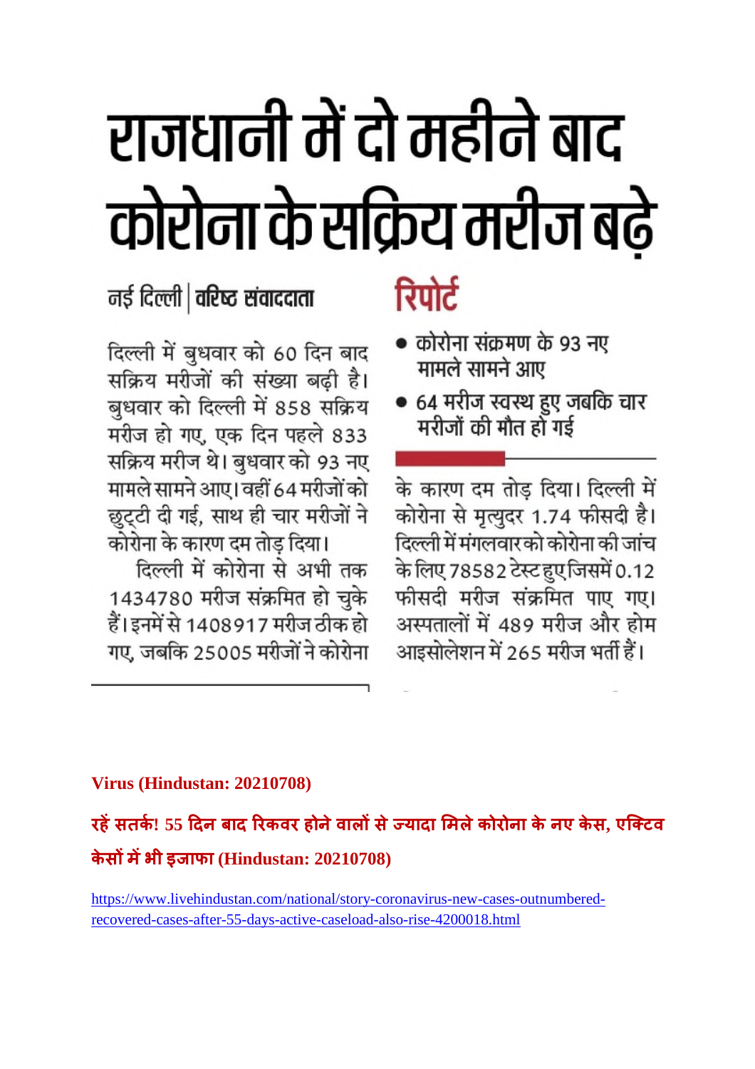# राजधानी में दो महीने बाद कोरोना के सक्रिय मरीज बढ़े

नई दिल्ली | वरिष्ठ संवाददाता

दिल्ली में बुधवार को 60 दिन बाद सक्रिय मरीजों की संख्या बढ़ी है। बुधवार को दिल्ली में 858 सक्रिय मरीज हो गए, एक दिन पहले 833 सक्रिय मरीज थे। बुधवार को 93 नए मामले सामने आए। वहीं 64 मरीजों को छुट्टी दी गई, साथ ही चार मरीजों ने कोरोना के कारण दम तोड़ दिया।

दिल्ली में कोरोना से अभी तक 1434780 मरीज संक्रमित हो चुके हैं। इनमें से 1408917 मरीज ठीक हो गए, जबकि 25005 मरीजों ने कोरोना के कारण दम तोड़ दिया। दिल्ली में कोरोना से मृत्युदर 1.74 फीसदी है। दिल्ली में मंगलवार को कोरोना की जांच के लिए 78582 टेस्ट हुए जिसमें 0.12 फीसदी मरीज संक्रमित पाए गए। अस्पतालों में 489 मरीज और होम आइसोलेशन में 265 मरीज भर्ती हैं।

**रिपोर्ट**

- कोरोना संक्रमण के 93 नए मामले सामने आए
- 64 मरीज स्वस्थ हुए जबकि चार मरीजों की मौत हो गई

**Virus (Hindustan: 20210708)**

**रहें सतर्क! 55 दिन बाद रिकवर होने वालों से ज्यादा मिले कोरोना के नए केस, एक्टिव केसों में भी इजाफा (Hindustan: 20210708)**

https://www.livehindustan.com/national/story-coronavirus-new-cases-outnumbered-recovered-cases-after-55-days-active-caseload-also-rise-4200018.html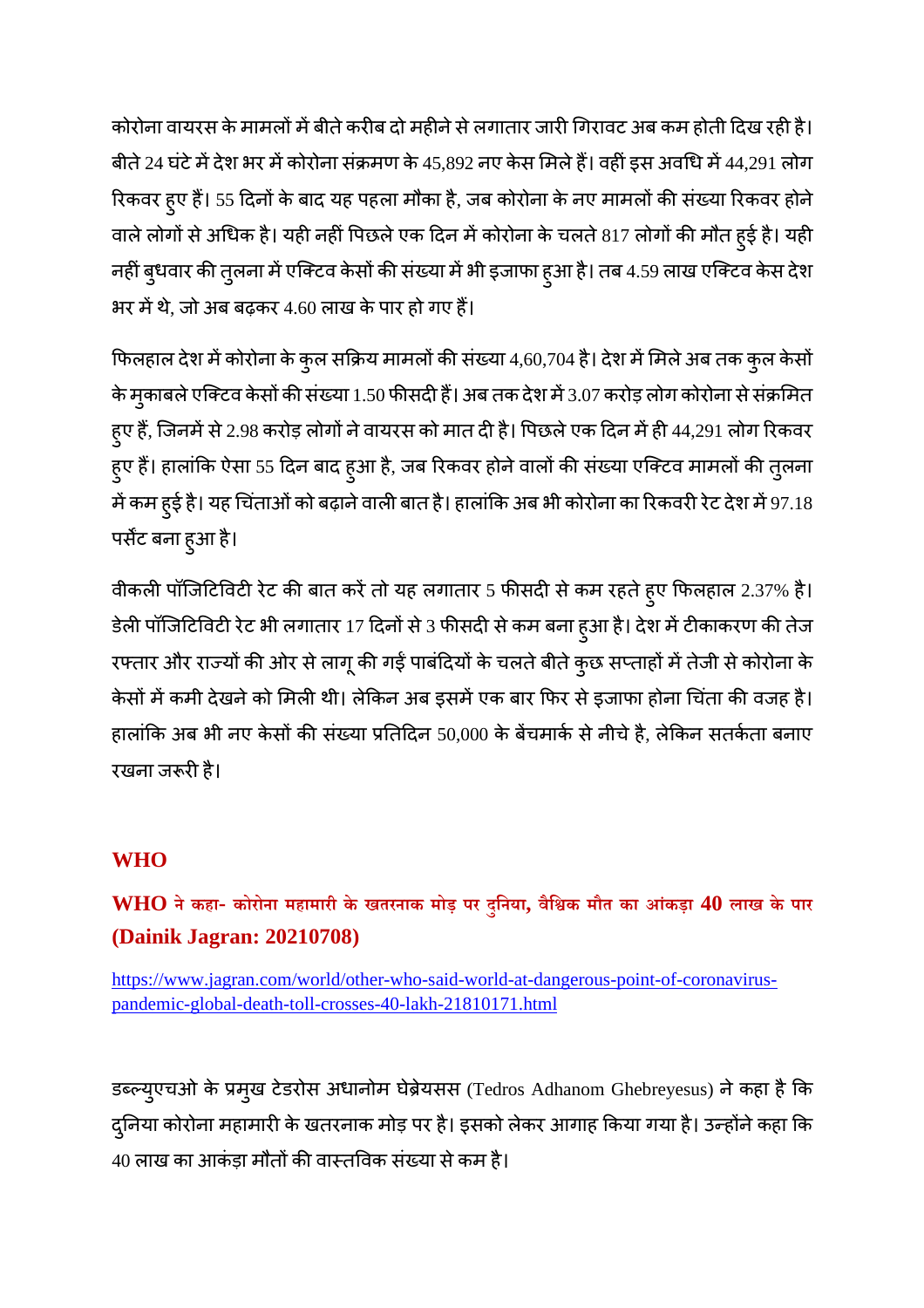कोरोना वायरस के मामलों में बीते करीब दो महीने से लगातार जारी गिरावट अब कम होती दिख रही है। बीते 24 घंटे में देश भर में कोरोना संक्रमण के 45,892 नए केस मिले हैं। वहीं इस अवधि में 44,291 लोग रिकवर हुए हैं। 55 दिनों के बाद यह पहला मौका है, जब कोरोना के नए मामलों की संख्या रिकवर होने वाले लोगों से अधिक है। यही नहीं पिछले एक दिन में कोरोना के चलते 817 लोगों की मौत हुई है। यही नहीं बुधवार की तुलना में एक्टिव केसों की संख्या में भी इजाफा हुआ है। तब 4.59 लाख एक्टिव केस देश भर में थे, जो अब बढ़कर 4.60 लाख के पार हो गए हैं।

फिलहाल देश में कोरोना के कुल सक्रिय मामलों की संख्या 4,60,704 है। देश में मिले अब तक कुल केसों के मुकाबले एक्टिव केसों की संख्या 1.50 फीसदी हैं। अब तक देश में 3.07 करोड़ लोग कोरोना से संक्रमित हुए हैं, जिनमें से 2.98 करोड़ लोगों ने वायरस को मात दी है। पिछले एक दिन में ही 44,291 लोग रिकवर हुए हैं। हालांकि ऐसा 55 दिन बाद हुआ है, जब रिकवर होने वालों की संख्या एक्टिव मामलों की तुलना में कम हुई है। यह चिंताओं को बढ़ाने वाली बात है। हालांकि अब भी कोरोना का रिकवरी रेट देश में 97.18 पर्सेंट बना हुआ है।

वीकली पॉजिटिविटी रेट की बात करें तो यह लगातार 5 फीसदी से कम रहते हुए फिलहाल 2.37% है। डेली पॉजिटिविटी रेट भी लगातार 17 दिनों से 3 फीसदी से कम बना हुआ है। देश में टीकाकरण की तेज रफ्तार और राज्यों की ओर से लागू की गईं पाबंदियों के चलते बीते कुछ सप्ताहों में तेजी से कोरोना के केसों में कमी देखने को मिली थी। लेकिन अब इसमें एक बार फिर से इजाफा होना चिंता की वजह है। हालांकि अब भी नए केसों की संख्या प्रतिदिन 50,000 के बेंचमार्क से नीचे है, लेकिन सतर्कता बनाए रखना जरूरी है।

## WHO

### WHO ने कहा- कोरोना महामारी के खतरनाक मोड़ पर दुनिया, वैश्विक मौत का आंकड़ा 40 लाख के पार (Dainik Jagran: 20210708)

https://www.jagran.com/world/other-who-said-world-at-dangerous-point-of-coronavirus-pandemic-global-death-toll-crosses-40-lakh-21810171.html

डब्ल्युएचओ के प्रमुख टेडरोस अधानोम घेब्रेयसस (Tedros Adhanom Ghebreyesus) ने कहा है कि दुनिया कोरोना महामारी के खतरनाक मोड़ पर है। इसको लेकर आगाह किया गया है। उन्होंने कहा कि 40 लाख का आंकड़ा मौतों की वास्तविक संख्या से कम है।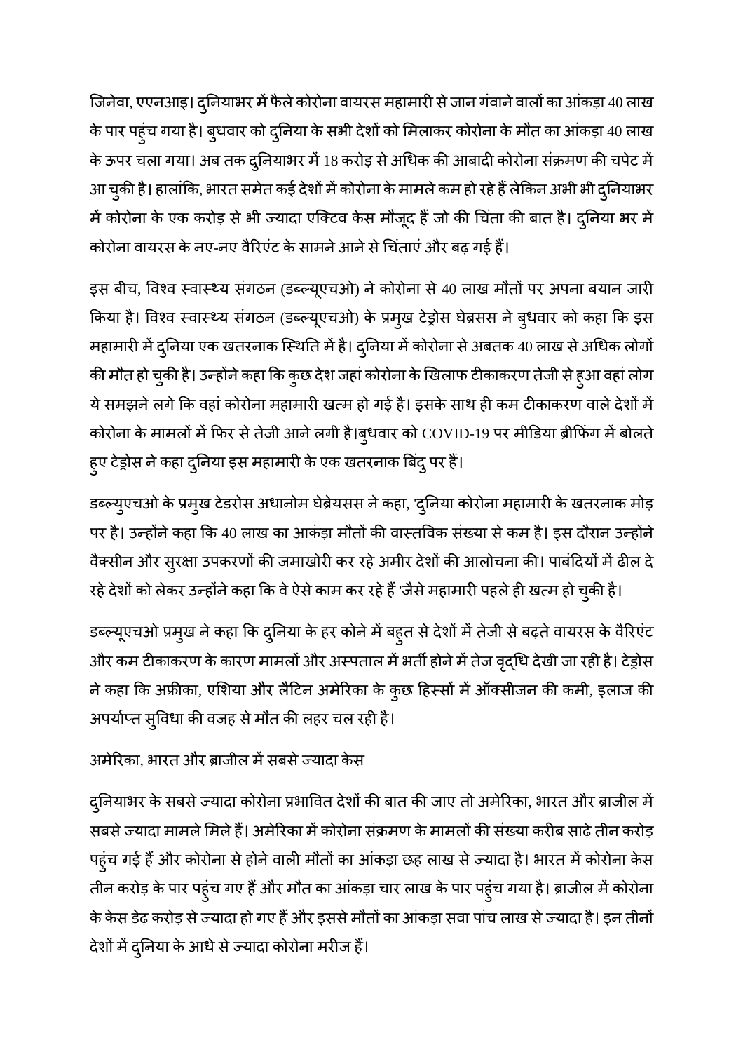जिनेवा, एएनआइ। दुनियाभर में फैले कोरोना वायरस महामारी से जान गंवाने वालों का आंकड़ा 40 लाख के पार पहुंच गया है। बुधवार को दुनिया के सभी देशों को मिलाकर कोरोना के मौत का आंकड़ा 40 लाख के ऊपर चला गया। अब तक दुनियाभर में 18 करोड़ से अधिक की आबादी कोरोना संक्रमण की चपेट में आ चुकी है। हालांकि, भारत समेत कई देशों में कोरोना के मामले कम हो रहे हैं लेकिन अभी भी दुनियाभर में कोरोना के एक करोड़ से भी ज्यादा एक्टिव केस मौजूद हैं जो की चिंता की बात है। दुनिया भर में कोरोना वायरस के नए-नए वैरिएंट के सामने आने से चिंताएं और बढ़ गई हैं।

इस बीच, विश्व स्वास्थ्य संगठन (डब्ल्यूएचओ) ने कोरोना से 40 लाख मौतों पर अपना बयान जारी किया है। विश्व स्वास्थ्य संगठन (डब्ल्यूएचओ) के प्रमुख टेड्रोस घेब्रसस ने बुधवार को कहा कि इस महामारी में दुनिया एक खतरनाक स्थिति में है। दुनिया में कोरोना से अबतक 40 लाख से अधिक लोगों की मौत हो चुकी है। उन्होंने कहा कि कुछ देश जहां कोरोना के खिलाफ टीकाकरण तेजी से हुआ वहां लोग ये समझने लगे कि वहां कोरोना महामारी खत्म हो गई है। इसके साथ ही कम टीकाकरण वाले देशों में कोरोना के मामलों में फिर से तेजी आने लगी है।बुधवार को COVID-19 पर मीडिया ब्रीफिंग में बोलते हुए टेड्रोस ने कहा दुनिया इस महामारी के एक खतरनाक बिंदु पर हैं।

डब्ल्युएचओ के प्रमुख टेडरोस अधानोम घेब्रेयसस ने कहा, 'दुनिया कोरोना महामारी के खतरनाक मोड़ पर है। उन्होंने कहा कि 40 लाख का आकंड़ा मौतों की वास्तविक संख्या से कम है। इस दौरान उन्होंने वैक्सीन और सुरक्षा उपकरणों की जमाखोरी कर रहे अमीर देशों की आलोचना की। पाबंदियों में ढील दे रहे देशों को लेकर उन्होंने कहा कि वे ऐसे काम कर रहे हैं 'जैसे महामारी पहले ही खत्म हो चुकी है।

डब्ल्यूएचओ प्रमुख ने कहा कि दुनिया के हर कोने में बहुत से देशों में तेजी से बढ़ते वायरस के वैरिएंट और कम टीकाकरण के कारण मामलों और अस्पताल में भर्ती होने में तेज वृद्धि देखी जा रही है। टेड्रोस ने कहा कि अफ्रीका, एशिया और लैटिन अमेरिका के कुछ हिस्सों में ऑक्सीजन की कमी, इलाज की अपर्याप्त सुविधा की वजह से मौत की लहर चल रही है।

अमेरिका, भारत और ब्राजील में सबसे ज्यादा केस

दुनियाभर के सबसे ज्यादा कोरोना प्रभावित देशों की बात की जाए तो अमेरिका, भारत और ब्राजील में सबसे ज्यादा मामले मिले हैं। अमेरिका में कोरोना संक्रमण के मामलों की संख्या करीब साढ़े तीन करोड़ पहुंच गई हैं और कोरोना से होने वाली मौतों का आंकड़ा छह लाख से ज्यादा है। भारत में कोरोना केस तीन करोड़ के पार पहुंच गए हैं और मौत का आंकड़ा चार लाख के पार पहुंच गया है। ब्राजील में कोरोना के केस डेढ़ करोड़ से ज्यादा हो गए हैं और इससे मौतों का आंकड़ा सवा पांच लाख से ज्यादा है। इन तीनों देशों में दुनिया के आधे से ज्यादा कोरोना मरीज हैं।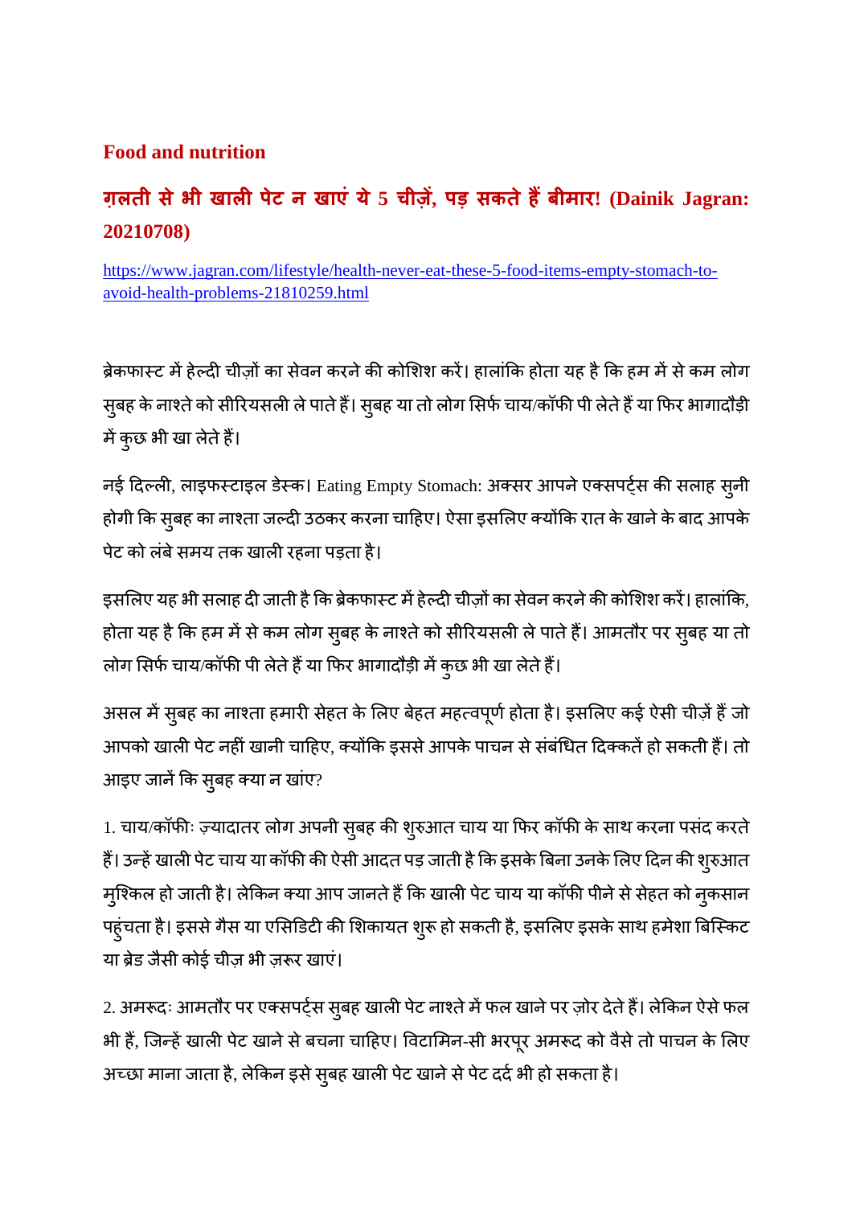## Food and nutrition

### ग़लती से भी खाली पेट न खाएं ये 5 चीज़ें, पड़ सकते हैं बीमार! (Dainik Jagran: 20210708)

https://www.jagran.com/lifestyle/health-never-eat-these-5-food-items-empty-stomach-to-avoid-health-problems-21810259.html

ब्रेकफास्ट में हेल्दी चीज़ों का सेवन करने की कोशिश करें। हालांकि होता यह है कि हम में से कम लोग सुबह के नाश्ते को सीरियसली ले पाते हैं। सुबह या तो लोग सिर्फ चाय/कॉफी पी लेते हैं या फिर भागादौड़ी में कुछ भी खा लेते हैं।

नई दिल्ली, लाइफस्टाइल डेस्क। Eating Empty Stomach: अक्सर आपने एक्सपर्ट्स की सलाह सुनी होगी कि सुबह का नाश्ता जल्दी उठकर करना चाहिए। ऐसा इसलिए क्योंकि रात के खाने के बाद आपके पेट को लंबे समय तक खाली रहना पड़ता है।

इसलिए यह भी सलाह दी जाती है कि ब्रेकफास्ट में हेल्दी चीज़ों का सेवन करने की कोशिश करें। हालांकि, होता यह है कि हम में से कम लोग सुबह के नाश्ते को सीरियसली ले पाते हैं। आमतौर पर सुबह या तो लोग सिर्फ चाय/कॉफी पी लेते हैं या फिर भागादौड़ी में कुछ भी खा लेते हैं।

असल में सुबह का नाश्ता हमारी सेहत के लिए बेहत महत्वपूर्ण होता है। इसलिए कई ऐसी चीज़ें हैं जो आपको खाली पेट नहीं खानी चाहिए, क्योंकि इससे आपके पाचन से संबंधित दिक्कतें हो सकती हैं। तो आइए जानें कि सुबह क्या न खांए?

1. चाय/कॉफीः ज़्यादातर लोग अपनी सुबह की शुरुआत चाय या फिर कॉफी के साथ करना पसंद करते हैं। उन्हें खाली पेट चाय या कॉफी की ऐसी आदत पड़ जाती है कि इसके बिना उनके लिए दिन की शुरुआत मुश्किल हो जाती है। लेकिन क्या आप जानते हैं कि खाली पेट चाय या कॉफी पीने से सेहत को नुकसान पहुंचता है। इससे गैस या एसिडिटी की शिकायत शुरू हो सकती है, इसलिए इसके साथ हमेशा बिस्किट या ब्रेड जैसी कोई चीज़ भी ज़रूर खाएं।

2. अमरूदः आमतौर पर एक्सपर्ट्स सुबह खाली पेट नाश्ते में फल खाने पर ज़ोर देते हैं। लेकिन ऐसे फल भी हैं, जिन्हें खाली पेट खाने से बचना चाहिए। विटामिन-सी भरपूर अमरूद को वैसे तो पाचन के लिए अच्छा माना जाता है, लेकिन इसे सुबह खाली पेट खाने से पेट दर्द भी हो सकता है।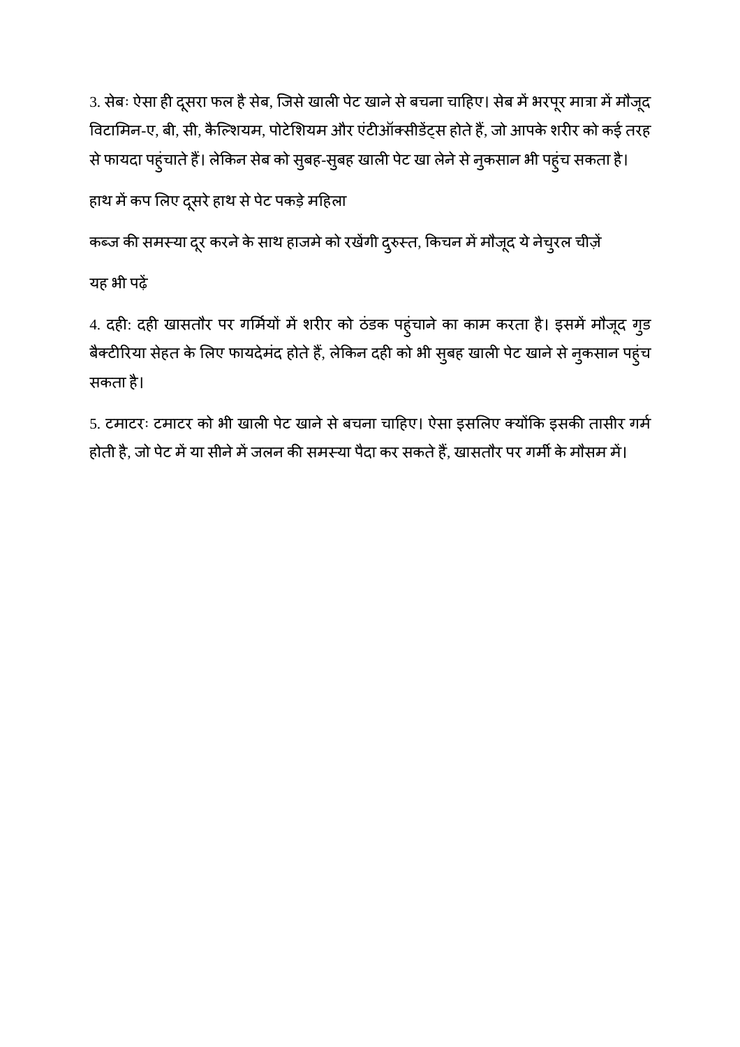3. सेबः ऐसा ही दूसरा फल है सेब, जिसे खाली पेट खाने से बचना चाहिए। सेब में भरपूर मात्रा में मौजूद विटामिन-ए, बी, सी, कैल्शियम, पोटेशियम और एंटीऑक्सीडेंट्स होते हैं, जो आपके शरीर को कई तरह से फायदा पहुंचाते हैं। लेकिन सेब को सुबह-सुबह खाली पेट खा लेने से नुकसान भी पहुंच सकता है।

हाथ में कप लिए दूसरे हाथ से पेट पकड़े महिला

कब्ज की समस्या दूर करने के साथ हाजमे को रखेंगी दुरुस्त, किचन में मौजूद ये नेचुरल चीज़ें

यह भी पढ़ें

4. दही: दही खासतौर पर गर्मियों में शरीर को ठंडक पहुंचाने का काम करता है। इसमें मौजूद गुड बैक्टीरिया सेहत के लिए फायदेमंद होते हैं, लेकिन दही को भी सुबह खाली पेट खाने से नुकसान पहुंच सकता है।

5. टमाटरः टमाटर को भी खाली पेट खाने से बचना चाहिए। ऐसा इसलिए क्योंकि इसकी तासीर गर्म होती है, जो पेट में या सीने में जलन की समस्या पैदा कर सकते हैं, खासतौर पर गर्मी के मौसम में।